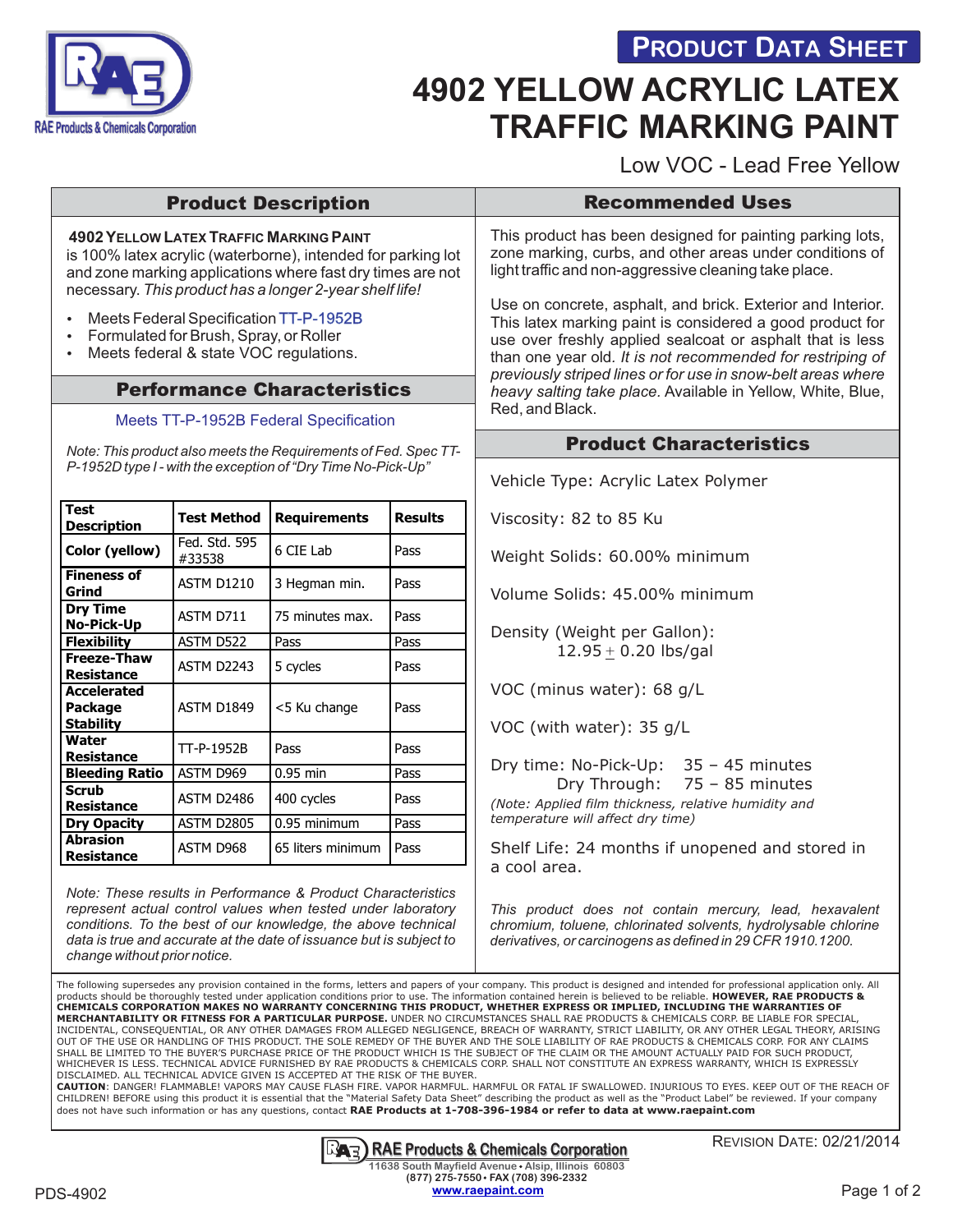RAE Products & Chemicals Corporation

**PRODUCT DATA SHEET**

# 4902 YELLOW ACRYLIC LATEX TRAFFIC MARKING PAINT

Low VOC - Lead Free Yellow

## Product Description

**4902 YELLOW LATEX TRAFFIC MARKING PAINT**
is 100% latex acrylic (waterborne), intended for parking lot and zone marking applications where fast dry times are not necessary. *This product has a longer 2-year shelf life!*

- Meets Federal Specification TT-P-1952B
- Formulated for Brush, Spray, or Roller
- Meets federal & state VOC regulations.

## Performance Characteristics

Meets TT-P-1952B Federal Specification

*Note: This product also meets the Requirements of Fed. Spec TT-P-1952D type I - with the exception of "Dry Time No-Pick-Up"*

| Test Description | Test Method | Requirements | Results |
|---|---|---|---|
| Color (yellow) | Fed. Std. 595 #33538 | 6 CIE Lab | Pass |
| Fineness of Grind | ASTM D1210 | 3 Hegman min. | Pass |
| Dry Time No-Pick-Up | ASTM D711 | 75 minutes max. | Pass |
| Flexibility | ASTM D522 | Pass | Pass |
| Freeze-Thaw Resistance | ASTM D2243 | 5 cycles | Pass |
| Accelerated Package Stability | ASTM D1849 | <5 Ku change | Pass |
| Water Resistance | TT-P-1952B | Pass | Pass |
| Bleeding Ratio | ASTM D969 | 0.95 min | Pass |
| Scrub Resistance | ASTM D2486 | 400 cycles | Pass |
| Dry Opacity | ASTM D2805 | 0.95 minimum | Pass |
| Abrasion Resistance | ASTM D968 | 65 liters minimum | Pass |

*Note: These results in Performance & Product Characteristics represent actual control values when tested under laboratory conditions. To the best of our knowledge, the above technical data is true and accurate at the date of issuance but is subject to change without prior notice.*

## Recommended Uses

This product has been designed for painting parking lots, zone marking, curbs, and other areas under conditions of light traffic and non-aggressive cleaning take place.

Use on concrete, asphalt, and brick. Exterior and Interior. This latex marking paint is considered a good product for use over freshly applied sealcoat or asphalt that is less than one year old. *It is not recommended for restriping of previously striped lines or for use in snow-belt areas where heavy salting take place.* Available in Yellow, White, Blue, Red, and Black.

## Product Characteristics

Vehicle Type: Acrylic Latex Polymer

Viscosity: 82 to 85 Ku

Weight Solids: 60.00% minimum

Volume Solids: 45.00% minimum

Density (Weight per Gallon):
12.95 ± 0.20 lbs/gal

VOC (minus water): 68 g/L

VOC (with water): 35 g/L

Dry time: No-Pick-Up: 35 – 45 minutes
Dry Through: 75 – 85 minutes

*(Note: Applied film thickness, relative humidity and temperature will affect dry time)*

Shelf Life: 24 months if unopened and stored in a cool area.

*This product does not contain mercury, lead, hexavalent chromium, toluene, chlorinated solvents, hydrolysable chlorine derivatives, or carcinogens as defined in 29 CFR 1910.1200.*

---

The following supersedes any provision contained in the forms, letters and papers of your company. This product is designed and intended for professional application only. All products should be thoroughly tested under application conditions prior to use. The information contained herein is believed to be reliable. **HOWEVER, RAE PRODUCTS & CHEMICALS CORPORATION MAKES NO WARRANTY CONCERNING THIS PRODUCT, WHETHER EXPRESS OR IMPLIED, INCLUDING THE WARRANTIES OF MERCHANTABILITY OR FITNESS FOR A PARTICULAR PURPOSE.** UNDER NO CIRCUMSTANCES SHALL RAE PRODUCTS & CHEMICALS CORP. BE LIABLE FOR SPECIAL, INCIDENTAL, CONSEQUENTIAL, OR ANY OTHER DAMAGES FROM ALLEGED NEGLIGENCE, BREACH OF WARRANTY, STRICT LIABILITY, OR ANY OTHER LEGAL THEORY, ARISING OUT OF THE USE OR HANDLING OF THIS PRODUCT. THE SOLE REMEDY OF THE BUYER AND THE SOLE LIABILITY OF RAE PRODUCTS & CHEMICALS CORP. FOR ANY CLAIMS SHALL BE LIMITED TO THE BUYER'S PURCHASE PRICE OF THE PRODUCT WHICH IS THE SUBJECT OF THE CLAIM OR THE AMOUNT ACTUALLY PAID FOR SUCH PRODUCT, WHICHEVER IS LESS. TECHNICAL ADVICE FURNISHED BY RAE PRODUCTS & CHEMICALS CORP. SHALL NOT CONSTITUTE AN EXPRESS WARRANTY, WHICH IS EXPRESSLY DISCLAIMED. ALL TECHNICAL ADVICE GIVEN IS ACCEPTED AT THE RISK OF THE BUYER.

**CAUTION**: DANGER! FLAMMABLE! VAPORS MAY CAUSE FLASH FIRE. VAPOR HARMFUL. HARMFUL OR FATAL IF SWALLOWED. INJURIOUS TO EYES. KEEP OUT OF THE REACH OF CHILDREN! BEFORE using this product it is essential that the "Material Safety Data Sheet" describing the product as well as the "Product Label" be reviewed. If your company does not have such information or has any questions, contact **RAE Products at 1-708-396-1984 or refer to data at www.raepaint.com**

REVISION DATE: 02/21/2014

**RAE Products & Chemicals Corporation**
11638 South Mayfield Avenue • Alsip, Illinois 60803
(877) 275-7550 • FAX (708) 396-2332
www.raepaint.com

PDS-4902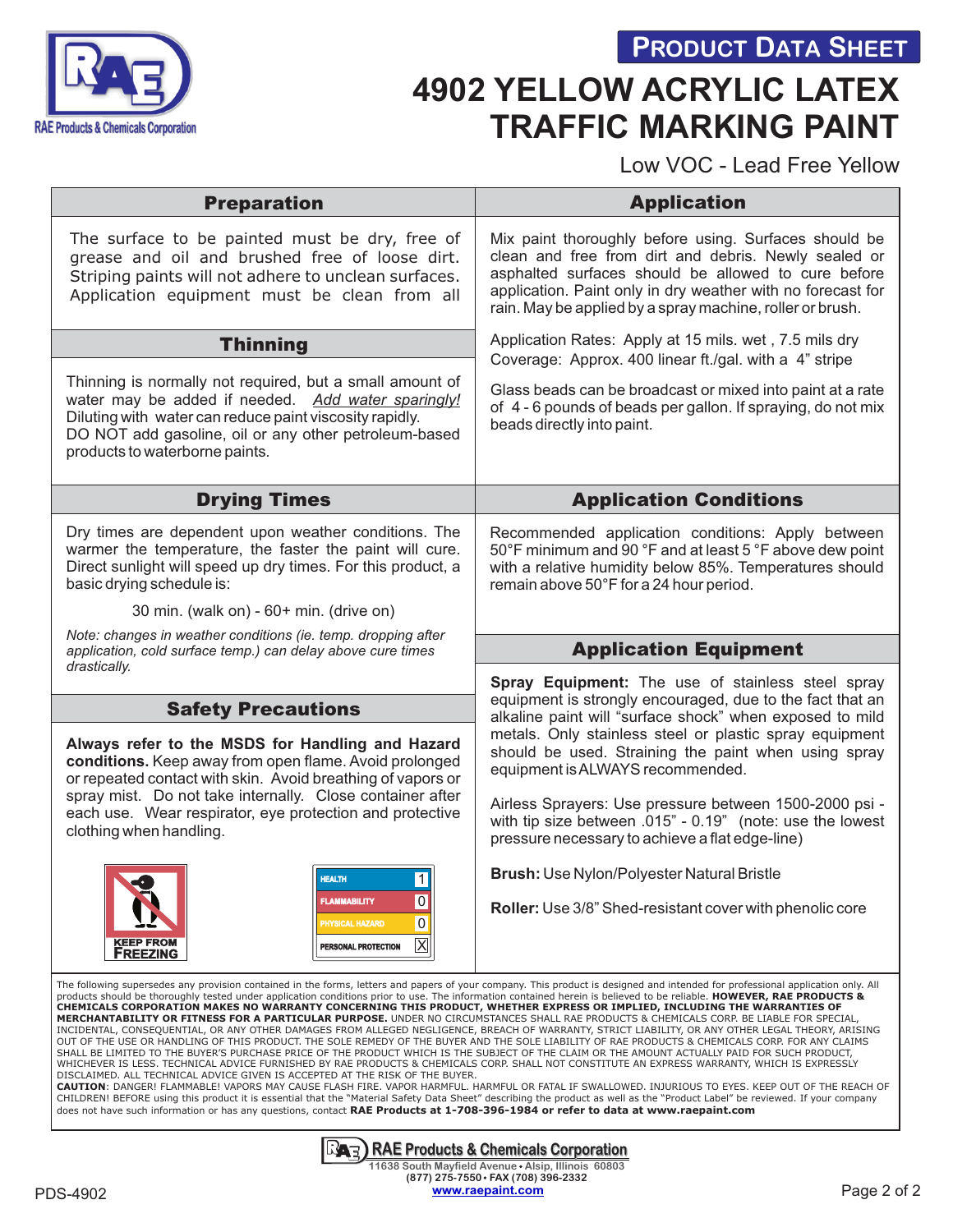PRODUCT DATA SHEET

# 4902 YELLOW ACRYLIC LATEX TRAFFIC MARKING PAINT

Low VOC - Lead Free Yellow

## Preparation

The surface to be painted must be dry, free of grease and oil and brushed free of loose dirt. Striping paints will not adhere to unclean surfaces. Application equipment must be clean from all

## Thinning

Thinning is normally not required, but a small amount of water may be added if needed. *Add water sparingly!* Diluting with water can reduce paint viscosity rapidly. DO NOT add gasoline, oil or any other petroleum-based products to waterborne paints.

## Drying Times

Dry times are dependent upon weather conditions. The warmer the temperature, the faster the paint will cure. Direct sunlight will speed up dry times. For this product, a basic drying schedule is:

30 min. (walk on) - 60+ min. (drive on)

*Note: changes in weather conditions (ie. temp. dropping after application, cold surface temp.) can delay above cure times drastically.*

## Safety Precautions

**Always refer to the MSDS for Handling and Hazard conditions.** Keep away from open flame. Avoid prolonged or repeated contact with skin. Avoid breathing of vapors or spray mist. Do not take internally. Close container after each use. Wear respirator, eye protection and protective clothing when handling.

KEEP FROM FREEZING

| | |
|---|---|
| HEALTH | 1 |
| FLAMMABILITY | 0 |
| PHYSICAL HAZARD | 0 |
| PERSONAL PROTECTION | X |

## Application

Mix paint thoroughly before using. Surfaces should be clean and free from dirt and debris. Newly sealed or asphalted surfaces should be allowed to cure before application. Paint only in dry weather with no forecast for rain. May be applied by a spray machine, roller or brush.

Application Rates: Apply at 15 mils. wet , 7.5 mils dry
Coverage: Approx. 400 linear ft./gal. with a 4" stripe

Glass beads can be broadcast or mixed into paint at a rate of 4 - 6 pounds of beads per gallon. If spraying, do not mix beads directly into paint.

## Application Conditions

Recommended application conditions: Apply between 50°F minimum and 90 °F and at least 5 °F above dew point with a relative humidity below 85%. Temperatures should remain above 50°F for a 24 hour period.

## Application Equipment

**Spray Equipment:** The use of stainless steel spray equipment is strongly encouraged, due to the fact that an alkaline paint will "surface shock" when exposed to mild metals. Only stainless steel or plastic spray equipment should be used. Straining the paint when using spray equipment is ALWAYS recommended.

Airless Sprayers: Use pressure between 1500-2000 psi - with tip size between .015" - 0.19" (note: use the lowest pressure necessary to achieve a flat edge-line)

**Brush:** Use Nylon/Polyester Natural Bristle

**Roller:** Use 3/8" Shed-resistant cover with phenolic core

The following supersedes any provision contained in the forms, letters and papers of your company. This product is designed and intended for professional application only. All products should be thoroughly tested under application conditions prior to use. The information contained herein is believed to be reliable. **HOWEVER, RAE PRODUCTS & CHEMICALS CORPORATION MAKES NO WARRANTY CONCERNING THIS PRODUCT, WHETHER EXPRESS OR IMPLIED, INCLUDING THE WARRANTIES OF MERCHANTABILITY OR FITNESS FOR A PARTICULAR PURPOSE.** UNDER NO CIRCUMSTANCES SHALL RAE PRODUCTS & CHEMICALS CORP. BE LIABLE FOR SPECIAL, INCIDENTAL, CONSEQUENTIAL, OR ANY OTHER DAMAGES FROM ALLEGED NEGLIGENCE, BREACH OF WARRANTY, STRICT LIABILITY, OR ANY OTHER LEGAL THEORY, ARISING OUT OF THE USE OR HANDLING OF THIS PRODUCT. THE SOLE REMEDY OF THE BUYER AND THE SOLE LIABILITY OF RAE PRODUCTS & CHEMICALS CORP. FOR ANY CLAIMS SHALL BE LIMITED TO THE BUYER'S PURCHASE PRICE OF THE PRODUCT WHICH IS THE SUBJECT OF THE CLAIM OR THE AMOUNT ACTUALLY PAID FOR SUCH PRODUCT, WHICHEVER IS LESS. TECHNICAL ADVICE FURNISHED BY RAE PRODUCTS & CHEMICALS CORP. SHALL NOT CONSTITUTE AN EXPRESS WARRANTY, WHICH IS EXPRESSLY DISCLAIMED. ALL TECHNICAL ADVICE GIVEN IS ACCEPTED AT THE RISK OF THE BUYER.
**CAUTION**: DANGER! FLAMMABLE! VAPORS MAY CAUSE FLASH FIRE. VAPOR HARMFUL. HARMFUL OR FATAL IF SWALLOWED. INJURIOUS TO EYES. KEEP OUT OF THE REACH OF CHILDREN! BEFORE using this product it is essential that the "Material Safety Data Sheet" describing the product as well as the "Product Label" be reviewed. If your company does not have such information or has any questions, contact **RAE Products at 1-708-396-1984 or refer to data at www.raepaint.com**

RAE Products & Chemicals Corporation
11638 South Mayfield Avenue • Alsip, Illinois 60803
(877) 275-7550 • FAX (708) 396-2332
www.raepaint.com

PDS-4902